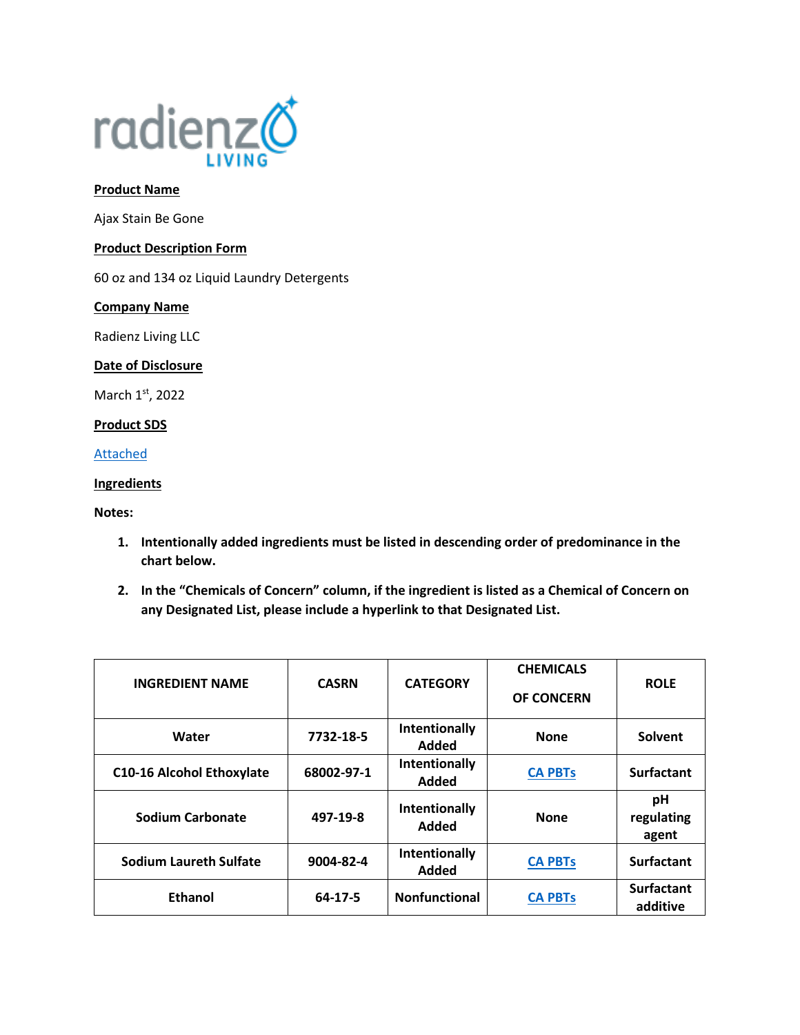radienz LIVING

**Product Name**

Ajax Stain Be Gone

**Product Description Form**

60 oz and 134 oz Liquid Laundry Detergents

**Company Name**

Radienz Living LLC

**Date of Disclosure**

March 1st, 2022

**Product SDS**

[Attached]

**Ingredients**

**Notes:**

1. **Intentionally added ingredients must be listed in descending order of predominance in the chart below.**
2. **In the "Chemicals of Concern" column, if the ingredient is listed as a Chemical of Concern on any Designated List, please include a hyperlink to that Designated List.**

| INGREDIENT NAME | CASRN | CATEGORY | CHEMICALS OF CONCERN | ROLE |
|---|---|---|---|---|
| Water | 7732-18-5 | Intentionally Added | None | Solvent |
| C10-16 Alcohol Ethoxylate | 68002-97-1 | Intentionally Added | CA PBTs | Surfactant |
| Sodium Carbonate | 497-19-8 | Intentionally Added | None | pH regulating agent |
| Sodium Laureth Sulfate | 9004-82-4 | Intentionally Added | CA PBTs | Surfactant |
| Ethanol | 64-17-5 | Nonfunctional | CA PBTs | Surfactant additive |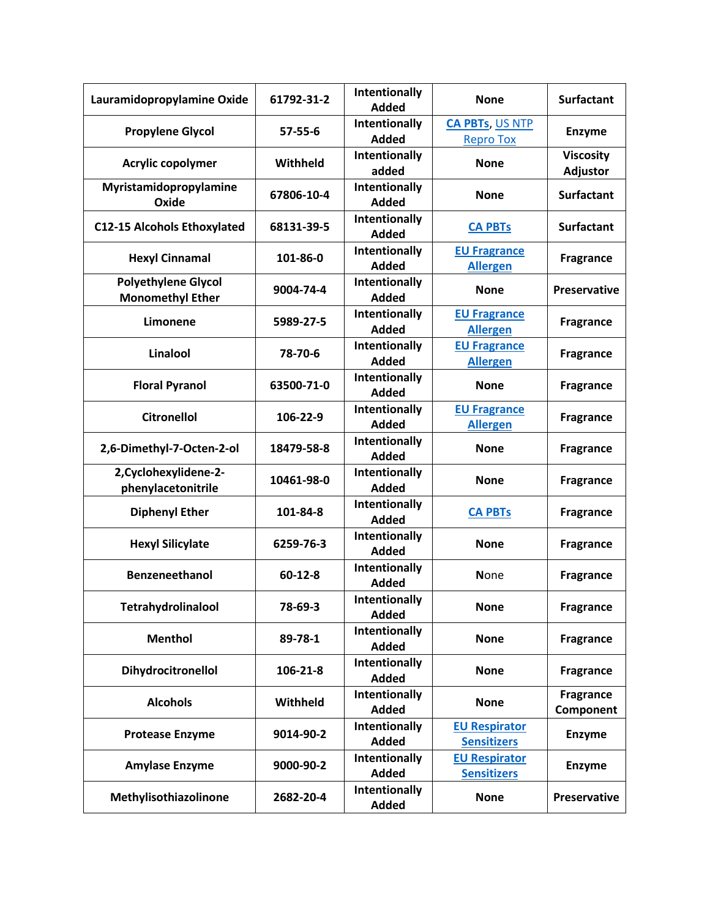| Lauramidopropylamine Oxide | 61792-31-2 | Intentionally Added | None | Surfactant |
|---|---|---|---|---|
| Propylene Glycol | 57-55-6 | Intentionally Added | CA PBTs, US NTP Repro Tox | Enzyme |
| Acrylic copolymer | Withheld | Intentionally added | None | Viscosity Adjustor |
| Myristamidopropylamine Oxide | 67806-10-4 | Intentionally Added | None | Surfactant |
| C12-15 Alcohols Ethoxylated | 68131-39-5 | Intentionally Added | CA PBTs | Surfactant |
| Hexyl Cinnamal | 101-86-0 | Intentionally Added | EU Fragrance Allergen | Fragrance |
| Polyethylene Glycol Monomethyl Ether | 9004-74-4 | Intentionally Added | None | Preservative |
| Limonene | 5989-27-5 | Intentionally Added | EU Fragrance Allergen | Fragrance |
| Linalool | 78-70-6 | Intentionally Added | EU Fragrance Allergen | Fragrance |
| Floral Pyranol | 63500-71-0 | Intentionally Added | None | Fragrance |
| Citronellol | 106-22-9 | Intentionally Added | EU Fragrance Allergen | Fragrance |
| 2,6-Dimethyl-7-Octen-2-ol | 18479-58-8 | Intentionally Added | None | Fragrance |
| 2,Cyclohexylidene-2-phenylacetonitrile | 10461-98-0 | Intentionally Added | None | Fragrance |
| Diphenyl Ether | 101-84-8 | Intentionally Added | CA PBTs | Fragrance |
| Hexyl Silicylate | 6259-76-3 | Intentionally Added | None | Fragrance |
| Benzeneethanol | 60-12-8 | Intentionally Added | None | Fragrance |
| Tetrahydrolinalool | 78-69-3 | Intentionally Added | None | Fragrance |
| Menthol | 89-78-1 | Intentionally Added | None | Fragrance |
| Dihydrocitronellol | 106-21-8 | Intentionally Added | None | Fragrance |
| Alcohols | Withheld | Intentionally Added | None | Fragrance Component |
| Protease Enzyme | 9014-90-2 | Intentionally Added | EU Respirator Sensitizers | Enzyme |
| Amylase Enzyme | 9000-90-2 | Intentionally Added | EU Respirator Sensitizers | Enzyme |
| Methylisothiazolinone | 2682-20-4 | Intentionally Added | None | Preservative |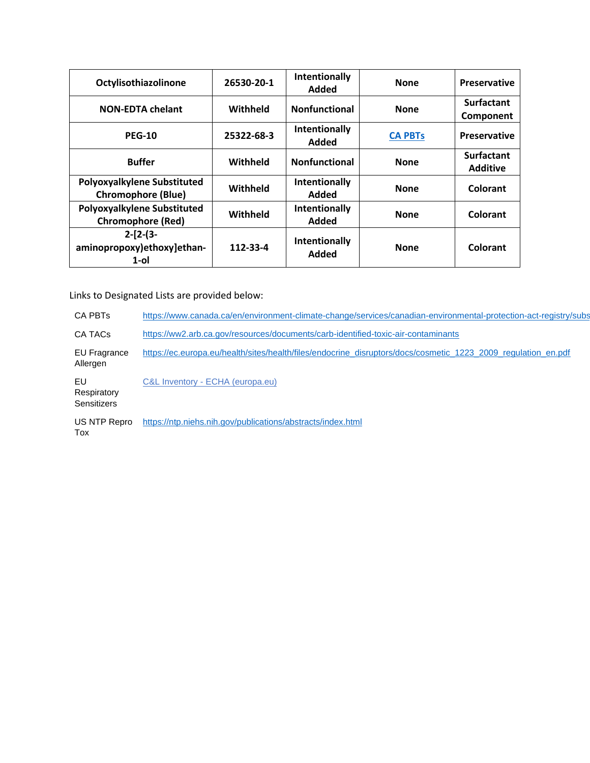| | | | | |
|---|---|---|---|---|
| **Octylisothiazolinone** | **26530-20-1** | **Intentionally Added** | **None** | **Preservative** |
| **NON-EDTA chelant** | **Withheld** | **Nonfunctional** | **None** | **Surfactant Component** |
| **PEG-10** | **25322-68-3** | **Intentionally Added** | **[CA PBTs]()** | **Preservative** |
| **Buffer** | **Withheld** | **Nonfunctional** | **None** | **Surfactant Additive** |
| **Polyoxyalkylene Substituted Chromophore (Blue)** | **Withheld** | **Intentionally Added** | **None** | **Colorant** |
| **Polyoxyalkylene Substituted Chromophore (Red)** | **Withheld** | **Intentionally Added** | **None** | **Colorant** |
| **2-[2-(3-aminopropoxy)ethoxy]ethan-1-ol** | **112-33-4** | **Intentionally Added** | **None** | **Colorant** |

Links to Designated Lists are provided below:

| | |
|---|---|
| CA PBTs | https://www.canada.ca/en/environment-climate-change/services/canadian-environmental-protection-act-registry/subs |
| CA TACs | https://ww2.arb.ca.gov/resources/documents/carb-identified-toxic-air-contaminants |
| EU Fragrance Allergen | https://ec.europa.eu/health/sites/health/files/endocrine_disruptors/docs/cosmetic_1223_2009_regulation_en.pdf |
| EU Respiratory Sensitizers | C&L Inventory - ECHA (europa.eu) |
| US NTP Repro Tox | https://ntp.niehs.nih.gov/publications/abstracts/index.html |